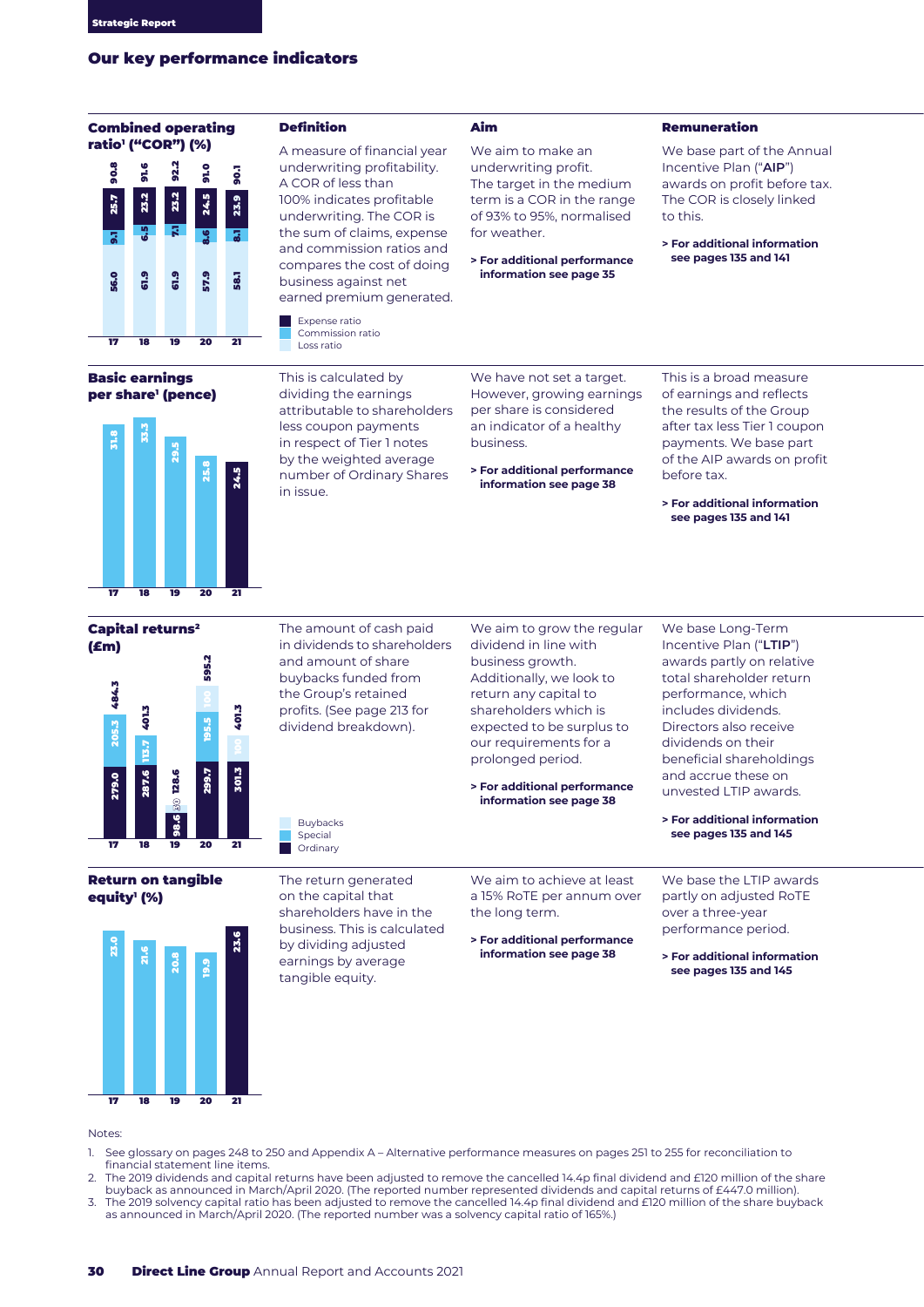**Strategic Report**

## Our key performance indicators

| KPI | Definition | Aim | Remuneration |
|---|---|---|---|
| **Combined operating ratio[1] ("COR") (%)** | A measure of financial year underwriting profitability. A COR of less than 100% indicates profitable underwriting. The COR is the sum of claims, expense and commission ratios and compares the cost of doing business against net earned premium generated. | We aim to make an underwriting profit. The target in the medium term is a COR in the range of 93% to 95%, normalised for weather. **> For additional performance information see page 35** | We base part of the Annual Incentive Plan ("**AIP**") awards on profit before tax. The COR is closely linked to this. **> For additional information see pages 135 and 141** |
| **Basic earnings per share[1] (pence)** | This is calculated by dividing the earnings attributable to shareholders less coupon payments in respect of Tier 1 notes by the weighted average number of Ordinary Shares in issue. | We have not set a target. However, growing earnings per share is considered an indicator of a healthy business. **> For additional performance information see page 38** | This is a broad measure of earnings and reflects the results of the Group after tax less Tier 1 coupon payments. We base part of the AIP awards on profit before tax. **> For additional information see pages 135 and 141** |
| **Capital returns[2] (£m)** | The amount of cash paid in dividends to shareholders and amount of share buybacks funded from the Group's retained profits. (See page 213 for dividend breakdown). | We aim to grow the regular dividend in line with business growth. Additionally, we look to return any capital to shareholders which is expected to be surplus to our requirements for a prolonged period. **> For additional performance information see page 38** | We base Long-Term Incentive Plan ("**LTIP**") awards partly on relative total shareholder return performance, which includes dividends. Directors also receive dividends on their beneficial shareholdings and accrue these on unvested LTIP awards. **> For additional information see pages 135 and 145** |
| **Return on tangible equity[1] (%)** | The return generated on the capital that shareholders have in the business. This is calculated by dividing adjusted earnings by average tangible equity. | We aim to achieve at least a 15% RoTE per annum over the long term. **> For additional performance information see page 38** | We base the LTIP awards partly on adjusted RoTE over a three-year performance period. **> For additional information see pages 135 and 145** |

**Combined operating ratio (%)**

| | 17 | 18 | 19 | 20 | 21 |
|---|---|---|---|---|---|
| Loss ratio | 56.0 | 61.9 | 61.9 | 57.9 | 58.1 |
| Commission ratio | 9.1 | 6.5 | 7.1 | 8.6 | 8.1 |
| Expense ratio | 25.7 | 23.2 | 23.2 | 24.5 | 23.9 |
| Total | 90.8 | 91.6 | 92.2 | 91.0 | 90.1 |

**Basic earnings per share (pence)**

| 17 | 18 | 19 | 20 | 21 |
|---|---|---|---|---|
| 31.8 | 33.3 | 29.5 | 25.8 | 24.5 |

**Capital returns (£m)**

| | 17 | 18 | 19 | 20 | 21 |
|---|---|---|---|---|---|
| Ordinary | 279.0 | 287.6 | 98.6 | 299.7 | 301.3 |
| Special | 205.3 | 113.7 | – | 195.5 | – |
| Buybacks | – | – | 30 | 100 | 100 |
| Total | 484.3 | 401.3 | 128.6 | 595.2 | 401.3 |

**Return on tangible equity (%)**

| 17 | 18 | 19 | 20 | 21 |
|---|---|---|---|---|
| 23.0 | 21.6 | 20.8 | 19.9 | 23.6 |

Notes:

1. See glossary on pages 248 to 250 and Appendix A – Alternative performance measures on pages 251 to 255 for reconciliation to financial statement line items.
2. The 2019 dividends and capital returns have been adjusted to remove the cancelled 14.4p final dividend and £120 million of the share buyback as announced in March/April 2020. (The reported number represented dividends and capital returns of £447.0 million).
3. The 2019 solvency capital ratio has been adjusted to remove the cancelled 14.4p final dividend and £120 million of the share buyback as announced in March/April 2020. (The reported number was a solvency capital ratio of 165%.)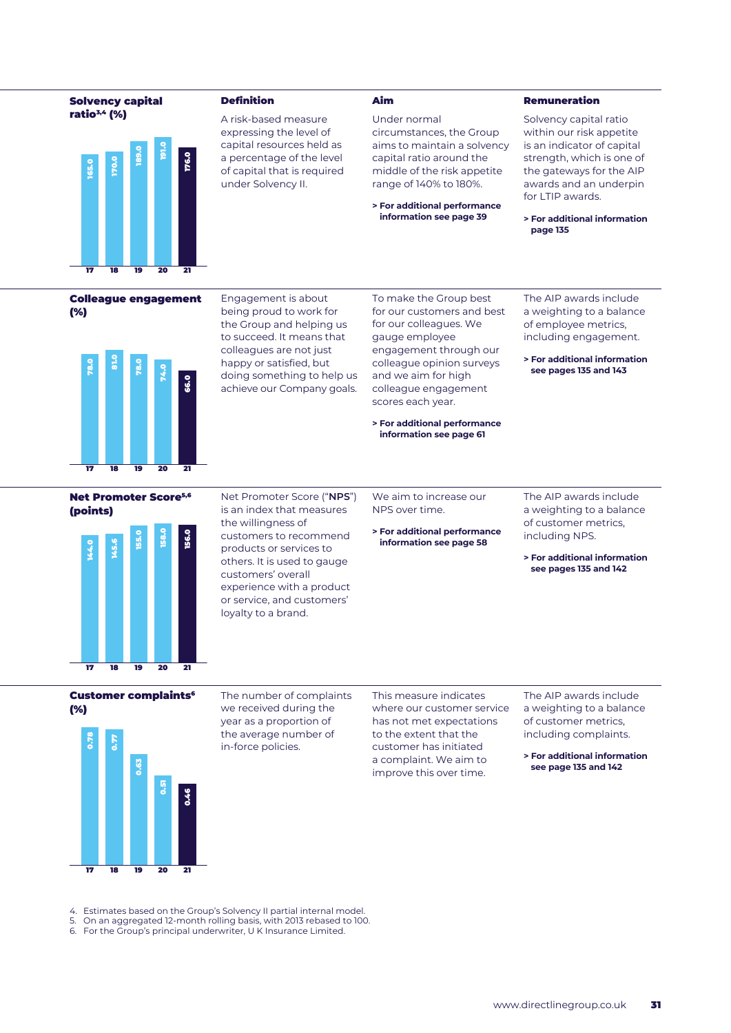**Solvency capital ratio[3,4] (%)**

165.0
170.0
189.0
191.0
176.0

17 18 19 20 21

**Definition**

A risk-based measure expressing the level of capital resources held as a percentage of the level of capital that is required under Solvency II.

**Aim**

Under normal circumstances, the Group aims to maintain a solvency capital ratio around the middle of the risk appetite range of 140% to 180%.

**> For additional performance information see page 39**

**Remuneration**

Solvency capital ratio within our risk appetite is an indicator of capital strength, which is one of the gateways for the AIP awards and an underpin for LTIP awards.

**> For additional information page 135**

---

**Colleague engagement (%)**

78.0
81.0
78.0
74.0
66.0

17 18 19 20 21

Engagement is about being proud to work for the Group and helping us to succeed. It means that colleagues are not just happy or satisfied, but doing something to help us achieve our Company goals.

To make the Group best for our customers and best for our colleagues. We gauge employee engagement through our colleague opinion surveys and we aim for high colleague engagement scores each year.

**> For additional performance information see page 61**

The AIP awards include a weighting to a balance of employee metrics, including engagement.

**> For additional information see pages 135 and 143**

---

**Net Promoter Score[5,6] (points)**

144.0
145.6
155.0
158.0
156.0

17 18 19 20 21

Net Promoter Score ("**NPS**") is an index that measures the willingness of customers to recommend products or services to others. It is used to gauge customers' overall experience with a product or service, and customers' loyalty to a brand.

We aim to increase our NPS over time.

**> For additional performance information see page 58**

The AIP awards include a weighting to a balance of customer metrics, including NPS.

**> For additional information see pages 135 and 142**

---

**Customer complaints[6] (%)**

0.78
0.77
0.63
0.51
0.46

17 18 19 20 21

The number of complaints we received during the year as a proportion of the average number of in-force policies.

This measure indicates where our customer service has not met expectations to the extent that the customer has initiated a complaint. We aim to improve this over time.

The AIP awards include a weighting to a balance of customer metrics, including complaints.

**> For additional information see page 135 and 142**

---

4. Estimates based on the Group's Solvency II partial internal model.
5. On an aggregated 12-month rolling basis, with 2013 rebased to 100.
6. For the Group's principal underwriter, U K Insurance Limited.